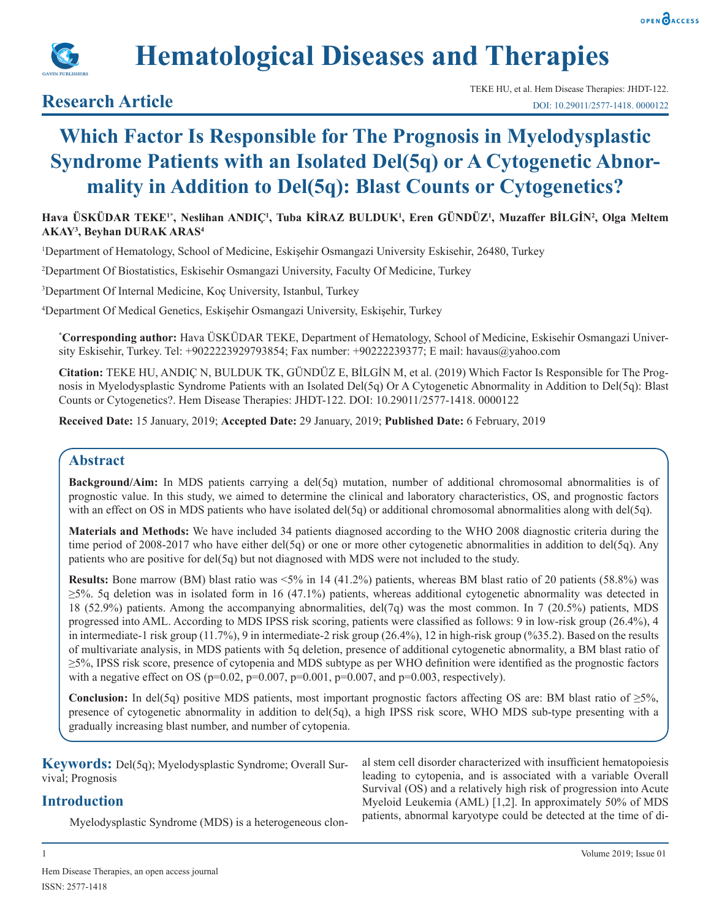# Hematological Diseases and Therapies

## Research Article

# Which Factor Is Responsible for The Prognosis in Myelodysplastic Syndrome Patients with an Isolated Del(5q) or A Cytogenetic Abnormality in Addition to Del(5q): Blast Counts or Cytogenetics?

**Hava ÜSKÜDAR TEKE[1*], Neslihan ANDIÇ[1], Tuba KİRAZ BULDUK[1], Eren GÜNDÜZ[1], Muzaffer BİLGİN[2], Olga Meltem AKAY[3], Beyhan DURAK ARAS[4]**

[1]Department of Hematology, School of Medicine, Eskişehir Osmangazi University Eskisehir, 26480, Turkey

[2]Department Of Biostatistics, Eskisehir Osmangazi University, Faculty Of Medicine, Turkey

[3]Department Of Internal Medicine, Koç University, Istanbul, Turkey

[4]Department Of Medical Genetics, Eskişehir Osmangazi University, Eskişehir, Turkey

**[*]Corresponding author:** Hava ÜSKÜDAR TEKE, Department of Hematology, School of Medicine, Eskisehir Osmangazi University Eskisehir, Turkey. Tel: +9022223929793854; Fax number: +90222239377; E mail: havaus@yahoo.com

**Citation:** TEKE HU, ANDIÇ N, BULDUK TK, GÜNDÜZ E, BİLGİN M, et al. (2019) Which Factor Is Responsible for The Prognosis in Myelodysplastic Syndrome Patients with an Isolated Del(5q) Or A Cytogenetic Abnormality in Addition to Del(5q): Blast Counts or Cytogenetics?. Hem Disease Therapies: JHDT-122. DOI: 10.29011/2577-1418. 0000122

**Received Date:** 15 January, 2019; **Accepted Date:** 29 January, 2019; **Published Date:** 6 February, 2019

## Abstract

**Background/Aim:** In MDS patients carrying a del(5q) mutation, number of additional chromosomal abnormalities is of prognostic value. In this study, we aimed to determine the clinical and laboratory characteristics, OS, and prognostic factors with an effect on OS in MDS patients who have isolated del(5q) or additional chromosomal abnormalities along with del(5q).

**Materials and Methods:** We have included 34 patients diagnosed according to the WHO 2008 diagnostic criteria during the time period of 2008-2017 who have either del(5q) or one or more other cytogenetic abnormalities in addition to del(5q). Any patients who are positive for del(5q) but not diagnosed with MDS were not included to the study.

**Results:** Bone marrow (BM) blast ratio was <5% in 14 (41.2%) patients, whereas BM blast ratio of 20 patients (58.8%) was ≥5%. 5q deletion was in isolated form in 16 (47.1%) patients, whereas additional cytogenetic abnormality was detected in 18 (52.9%) patients. Among the accompanying abnormalities, del(7q) was the most common. In 7 (20.5%) patients, MDS progressed into AML. According to MDS IPSS risk scoring, patients were classified as follows: 9 in low-risk group (26.4%), 4 in intermediate-1 risk group (11.7%), 9 in intermediate-2 risk group (26.4%), 12 in high-risk group (%35.2). Based on the results of multivariate analysis, in MDS patients with 5q deletion, presence of additional cytogenetic abnormality, a BM blast ratio of ≥5%, IPSS risk score, presence of cytopenia and MDS subtype as per WHO definition were identified as the prognostic factors with a negative effect on OS (p=0.02, p=0.007, p=0.001, p=0.007, and p=0.003, respectively).

**Conclusion:** In del(5q) positive MDS patients, most important prognostic factors affecting OS are: BM blast ratio of ≥5%, presence of cytogenetic abnormality in addition to del(5q), a high IPSS risk score, WHO MDS sub-type presenting with a gradually increasing blast number, and number of cytopenia.

**Keywords:** Del(5q); Myelodysplastic Syndrome; Overall Survival; Prognosis

## Introduction

Myelodysplastic Syndrome (MDS) is a heterogeneous clonal stem cell disorder characterized with insufficient hematopoiesis leading to cytopenia, and is associated with a variable Overall Survival (OS) and a relatively high risk of progression into Acute Myeloid Leukemia (AML) [1,2]. In approximately 50% of MDS patients, abnormal karyotype could be detected at the time of di-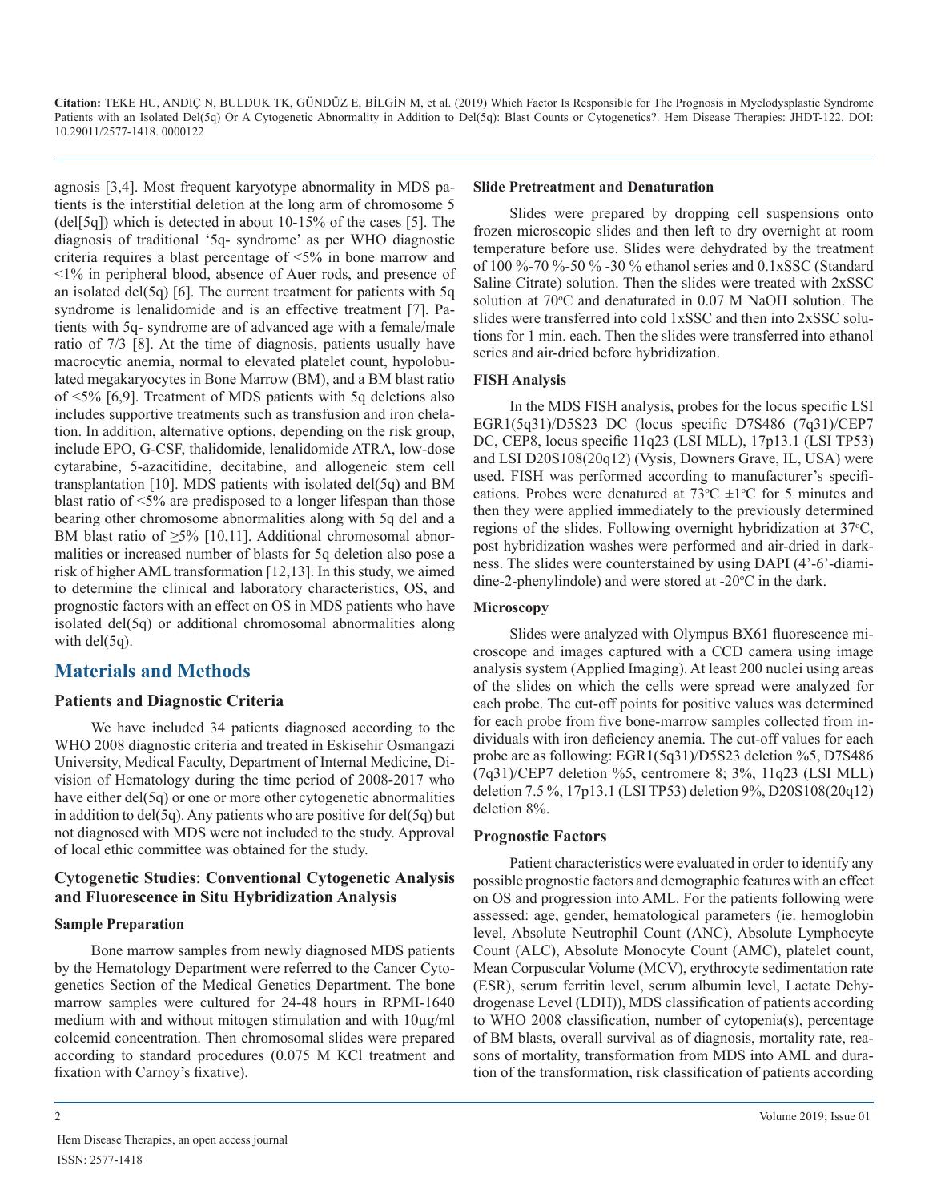agnosis [3,4]. Most frequent karyotype abnormality in MDS patients is the interstitial deletion at the long arm of chromosome 5 (del[5q]) which is detected in about 10-15% of the cases [5]. The diagnosis of traditional '5q- syndrome' as per WHO diagnostic criteria requires a blast percentage of <5% in bone marrow and <1% in peripheral blood, absence of Auer rods, and presence of an isolated del(5q) [6]. The current treatment for patients with 5q syndrome is lenalidomide and is an effective treatment [7]. Patients with 5q- syndrome are of advanced age with a female/male ratio of 7/3 [8]. At the time of diagnosis, patients usually have macrocytic anemia, normal to elevated platelet count, hypolobulated megakaryocytes in Bone Marrow (BM), and a BM blast ratio of <5% [6,9]. Treatment of MDS patients with 5q deletions also includes supportive treatments such as transfusion and iron chelation. In addition, alternative options, depending on the risk group, include EPO, G-CSF, thalidomide, lenalidomide ATRA, low-dose cytarabine, 5-azacitidine, decitabine, and allogeneic stem cell transplantation [10]. MDS patients with isolated del(5q) and BM blast ratio of <5% are predisposed to a longer lifespan than those bearing other chromosome abnormalities along with 5q del and a BM blast ratio of ≥5% [10,11]. Additional chromosomal abnormalities or increased number of blasts for 5q deletion also pose a risk of higher AML transformation [12,13]. In this study, we aimed to determine the clinical and laboratory characteristics, OS, and prognostic factors with an effect on OS in MDS patients who have isolated del(5q) or additional chromosomal abnormalities along with del(5q).

## Materials and Methods

### Patients and Diagnostic Criteria

We have included 34 patients diagnosed according to the WHO 2008 diagnostic criteria and treated in Eskisehir Osmangazi University, Medical Faculty, Department of Internal Medicine, Division of Hematology during the time period of 2008-2017 who have either del(5q) or one or more other cytogenetic abnormalities in addition to del(5q). Any patients who are positive for del(5q) but not diagnosed with MDS were not included to the study. Approval of local ethic committee was obtained for the study.

### Cytogenetic Studies: Conventional Cytogenetic Analysis and Fluorescence in Situ Hybridization Analysis

#### Sample Preparation

Bone marrow samples from newly diagnosed MDS patients by the Hematology Department were referred to the Cancer Cytogenetics Section of the Medical Genetics Department. The bone marrow samples were cultured for 24-48 hours in RPMI-1640 medium with and without mitogen stimulation and with 10µg/ml colcemid concentration. Then chromosomal slides were prepared according to standard procedures (0.075 M KCl treatment and fixation with Carnoy's fixative).

#### Slide Pretreatment and Denaturation

Slides were prepared by dropping cell suspensions onto frozen microscopic slides and then left to dry overnight at room temperature before use. Slides were dehydrated by the treatment of 100 %-70 %-50 % -30 % ethanol series and 0.1xSSC (Standard Saline Citrate) solution. Then the slides were treated with 2xSSC solution at 70°C and denaturated in 0.07 M NaOH solution. The slides were transferred into cold 1xSSC and then into 2xSSC solutions for 1 min. each. Then the slides were transferred into ethanol series and air-dried before hybridization.

#### FISH Analysis

In the MDS FISH analysis, probes for the locus specific LSI EGR1(5q31)/D5S23 DC (locus specific D7S486 (7q31)/CEP7 DC, CEP8, locus specific 11q23 (LSI MLL), 17p13.1 (LSI TP53) and LSI D20S108(20q12) (Vysis, Downers Grave, IL, USA) were used. FISH was performed according to manufacturer's specifications. Probes were denatured at 73°C ±1°C for 5 minutes and then they were applied immediately to the previously determined regions of the slides. Following overnight hybridization at 37°C, post hybridization washes were performed and air-dried in darkness. The slides were counterstained by using DAPI (4'-6'-diamidine-2-phenylindole) and were stored at -20°C in the dark.

#### Microscopy

Slides were analyzed with Olympus BX61 fluorescence microscope and images captured with a CCD camera using image analysis system (Applied Imaging). At least 200 nuclei using areas of the slides on which the cells were spread were analyzed for each probe. The cut-off points for positive values was determined for each probe from five bone-marrow samples collected from individuals with iron deficiency anemia. The cut-off values for each probe are as following: EGR1(5q31)/D5S23 deletion %5, D7S486 (7q31)/CEP7 deletion %5, centromere 8; 3%, 11q23 (LSI MLL) deletion 7.5 %, 17p13.1 (LSI TP53) deletion 9%, D20S108(20q12) deletion 8%.

### Prognostic Factors

Patient characteristics were evaluated in order to identify any possible prognostic factors and demographic features with an effect on OS and progression into AML. For the patients following were assessed: age, gender, hematological parameters (ie. hemoglobin level, Absolute Neutrophil Count (ANC), Absolute Lymphocyte Count (ALC), Absolute Monocyte Count (AMC), platelet count, Mean Corpuscular Volume (MCV), erythrocyte sedimentation rate (ESR), serum ferritin level, serum albumin level, Lactate Dehydrogenase Level (LDH)), MDS classification of patients according to WHO 2008 classification, number of cytopenia(s), percentage of BM blasts, overall survival as of diagnosis, mortality rate, reasons of mortality, transformation from MDS into AML and duration of the transformation, risk classification of patients according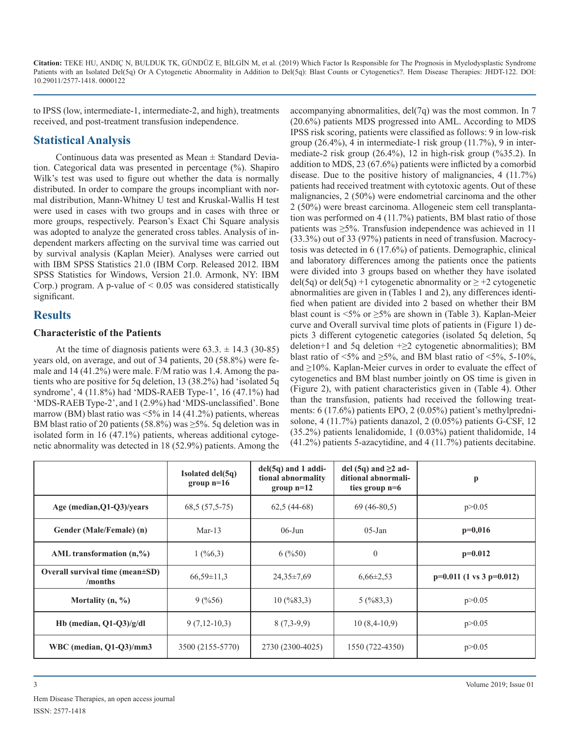to IPSS (low, intermediate-1, intermediate-2, and high), treatments received, and post-treatment transfusion independence.

## Statistical Analysis

Continuous data was presented as Mean ± Standard Deviation. Categorical data was presented in percentage (%). Shapiro Wilk's test was used to figure out whether the data is normally distributed. In order to compare the groups incompliant with normal distribution, Mann-Whitney U test and Kruskal-Wallis H test were used in cases with two groups and in cases with three or more groups, respectively. Pearson's Exact Chi Square analysis was adopted to analyze the generated cross tables. Analysis of independent markers affecting on the survival time was carried out by survival analysis (Kaplan Meier). Analyses were carried out with IBM SPSS Statistics 21.0 (IBM Corp. Released 2012. IBM SPSS Statistics for Windows, Version 21.0. Armonk, NY: IBM Corp.) program. A p-value of < 0.05 was considered statistically significant.

## Results

### Characteristic of the Patients

At the time of diagnosis patients were 63.3. ± 14.3 (30-85) years old, on average, and out of 34 patients, 20 (58.8%) were female and 14 (41.2%) were male. F/M ratio was 1.4. Among the patients who are positive for 5q deletion, 13 (38.2%) had 'isolated 5q syndrome', 4 (11.8%) had 'MDS-RAEB Type-1', 16 (47.1%) had 'MDS-RAEB Type-2', and 1 (2.9%) had 'MDS-unclassified'. Bone marrow (BM) blast ratio was <5% in 14 (41.2%) patients, whereas BM blast ratio of 20 patients (58.8%) was ≥5%. 5q deletion was in isolated form in 16 (47.1%) patients, whereas additional cytogenetic abnormality was detected in 18 (52.9%) patients. Among the accompanying abnormalities, del(7q) was the most common. In 7 (20.6%) patients MDS progressed into AML. According to MDS IPSS risk scoring, patients were classified as follows: 9 in low-risk group (26.4%), 4 in intermediate-1 risk group (11.7%), 9 in intermediate-2 risk group (26.4%), 12 in high-risk group (%35.2). In addition to MDS, 23 (67.6%) patients were inflicted by a comorbid disease. Due to the positive history of malignancies, 4 (11.7%) patients had received treatment with cytotoxic agents. Out of these malignancies, 2 (50%) were endometrial carcinoma and the other 2 (50%) were breast carcinoma. Allogeneic stem cell transplantation was performed on 4 (11.7%) patients, BM blast ratio of those patients was ≥5%. Transfusion independence was achieved in 11 (33.3%) out of 33 (97%) patients in need of transfusion. Macrocytosis was detected in 6 (17.6%) of patients. Demographic, clinical and laboratory differences among the patients once the patients were divided into 3 groups based on whether they have isolated del(5q) or del(5q) +1 cytogenetic abnormality or ≥ +2 cytogenetic abnormalities are given in (Tables 1 and 2), any differences identified when patient are divided into 2 based on whether their BM blast count is <5% or ≥5% are shown in (Table 3). Kaplan-Meier curve and Overall survival time plots of patients in (Figure 1) depicts 3 different cytogenetic categories (isolated 5q deletion, 5q deletion+1 and 5q deletion +≥2 cytogenetic abnormalities); BM blast ratio of <5% and ≥5%, and BM blast ratio of <5%, 5-10%, and ≥10%. Kaplan-Meier curves in order to evaluate the effect of cytogenetics and BM blast number jointly on OS time is given in (Figure 2), with patient characteristics given in (Table 4). Other than the transfusion, patients had received the following treatments: 6 (17.6%) patients EPO, 2 (0.05%) patient's methylprednisolone, 4 (11.7%) patients danazol, 2 (0.05%) patients G-CSF, 12 (35.2%) patients lenalidomide, 1 (0.03%) patient thalidomide, 14 (41.2%) patients 5-azacytidine, and 4 (11.7%) patients decitabine.

| | Isolated del(5q) group n=16 | del(5q) and 1 additional abnormality group n=12 | del (5q) and ≥2 additional abnormalities group n=6 | p |
|---|---|---|---|---|
| Age (median,Q1-Q3)/years | 68,5 (57,5-75) | 62,5 (44-68) | 69 (46-80,5) | p>0.05 |
| Gender (Male/Female) (n) | Mar-13 | 06-Jun | 05-Jan | **p=0,016** |
| AML transformation (n,%) | 1 (%6,3) | 6 (%50) | 0 | **p=0.012** |
| Overall survival time (mean±SD) /months | 66,59±11,3 | 24,35±7,69 | 6,66±2,53 | **p=0.011 (1 vs 3 p=0.012)** |
| Mortality (n, %) | 9 (%56) | 10 (%83,3) | 5 (%83,3) | p>0.05 |
| Hb (median, Q1-Q3)/g/dl | 9 (7,12-10,3) | 8 (7,3-9,9) | 10 (8,4-10,9) | p>0.05 |
| WBC (median, Q1-Q3)/mm3 | 3500 (2155-5770) | 2730 (2300-4025) | 1550 (722-4350) | p>0.05 |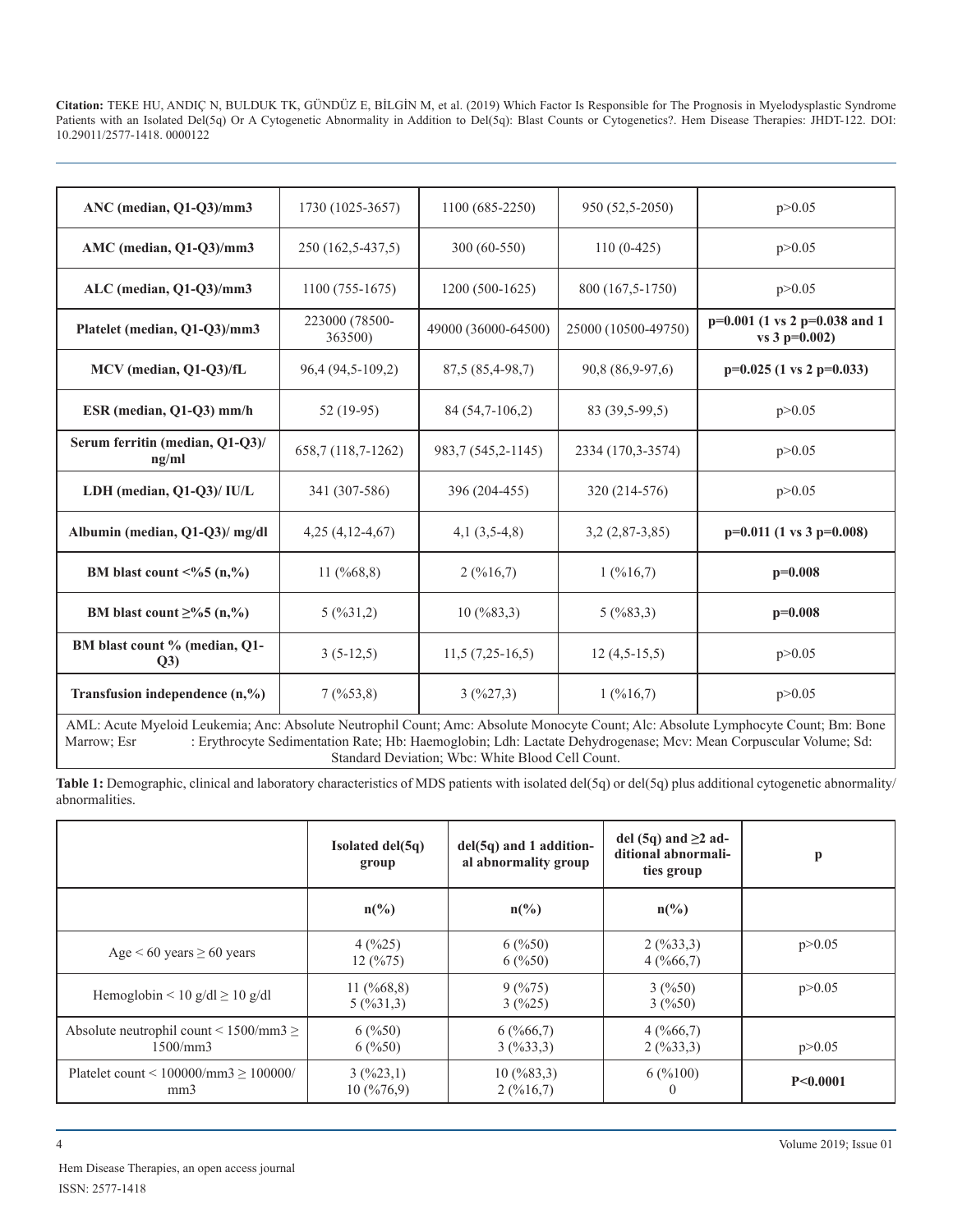| ANC (median, Q1-Q3)/mm3 | 1730 (1025-3657) | 1100 (685-2250) | 950 (52,5-2050) | p>0.05 |
|---|---|---|---|---|
| AMC (median, Q1-Q3)/mm3 | 250 (162,5-437,5) | 300 (60-550) | 110 (0-425) | p>0.05 |
| ALC (median, Q1-Q3)/mm3 | 1100 (755-1675) | 1200 (500-1625) | 800 (167,5-1750) | p>0.05 |
| Platelet (median, Q1-Q3)/mm3 | 223000 (78500-363500) | 49000 (36000-64500) | 25000 (10500-49750) | **p=0.001 (1 vs 2 p=0.038 and 1 vs 3 p=0.002)** |
| MCV (median, Q1-Q3)/fL | 96,4 (94,5-109,2) | 87,5 (85,4-98,7) | 90,8 (86,9-97,6) | **p=0.025 (1 vs 2 p=0.033)** |
| ESR (median, Q1-Q3) mm/h | 52 (19-95) | 84 (54,7-106,2) | 83 (39,5-99,5) | p>0.05 |
| Serum ferritin (median, Q1-Q3)/ ng/ml | 658,7 (118,7-1262) | 983,7 (545,2-1145) | 2334 (170,3-3574) | p>0.05 |
| LDH (median, Q1-Q3)/ IU/L | 341 (307-586) | 396 (204-455) | 320 (214-576) | p>0.05 |
| Albumin (median, Q1-Q3)/ mg/dl | 4,25 (4,12-4,67) | 4,1 (3,5-4,8) | 3,2 (2,87-3,85) | **p=0.011 (1 vs 3 p=0.008)** |
| BM blast count <%5 (n,%) | 11 (%68,8) | 2 (%16,7) | 1 (%16,7) | **p=0.008** |
| BM blast count ≥%5 (n,%) | 5 (%31,2) | 10 (%83,3) | 5 (%83,3) | **p=0.008** |
| BM blast count % (median, Q1-Q3) | 3 (5-12,5) | 11,5 (7,25-16,5) | 12 (4,5-15,5) | p>0.05 |
| Transfusion independence (n,%) | 7 (%53,8) | 3 (%27,3) | 1 (%16,7) | p>0.05 |

AML: Acute Myeloid Leukemia; Anc: Absolute Neutrophil Count; Amc: Absolute Monocyte Count; Alc: Absolute Lymphocyte Count; Bm: Bone Marrow; Esr : Erythrocyte Sedimentation Rate; Hb: Haemoglobin; Ldh: Lactate Dehydrogenase; Mcv: Mean Corpuscular Volume; Sd: Standard Deviation; Wbc: White Blood Cell Count.

**Table 1:** Demographic, clinical and laboratory characteristics of MDS patients with isolated del(5q) or del(5q) plus additional cytogenetic abnormality/abnormalities.

| | Isolated del(5q) group | del(5q) and 1 additional abnormality group | del (5q) and ≥2 additional abnormalities group | p |
|---|---|---|---|---|
| | n(%) | n(%) | n(%) | |
| Age < 60 years ≥ 60 years | 4 (%25)<br>12 (%75) | 6 (%50)<br>6 (%50) | 2 (%33,3)<br>4 (%66,7) | p>0.05 |
| Hemoglobin < 10 g/dl ≥ 10 g/dl | 11 (%68,8)<br>5 (%31,3) | 9 (%75)<br>3 (%25) | 3 (%50)<br>3 (%50) | p>0.05 |
| Absolute neutrophil count < 1500/mm3 ≥ 1500/mm3 | 6 (%50)<br>6 (%50) | 6 (%66,7)<br>3 (%33,3) | 4 (%66,7)<br>2 (%33,3) | p>0.05 |
| Platelet count < 100000/mm3 ≥ 100000/mm3 | 3 (%23,1)<br>10 (%76,9) | 10 (%83,3)<br>2 (%16,7) | 6 (%100)<br>0 | **P<0.0001** |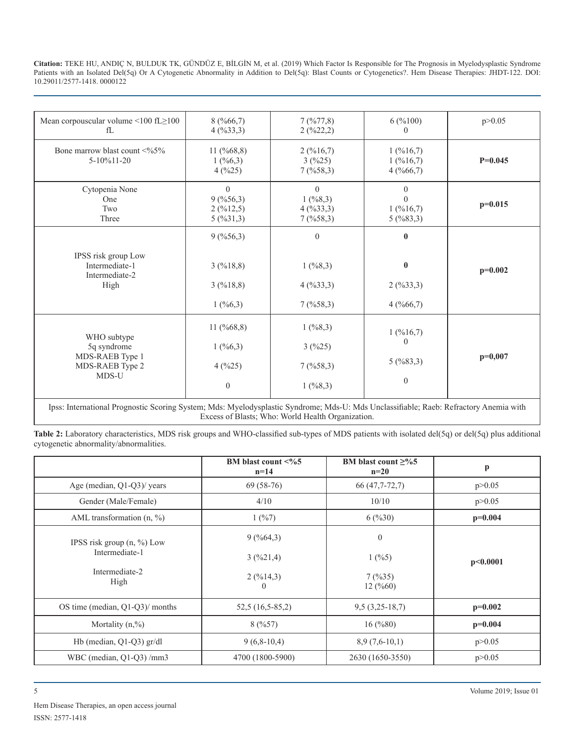| | | | | |
|---|---|---|---|---|
| Mean corpuscular volume <100 fL≥100 fL | 8 (%66,7)<br>4 (%33,3) | 7 (%77,8)<br>2 (%22,2) | 6 (%100)<br>0 | p>0.05 |
| Bone marrow blast count <%5% 5-10%11-20 | 11 (%68,8)<br>1 (%6,3)<br>4 (%25) | 2 (%16,7)<br>3 (%25)<br>7 (%58,3) | 1 (%16,7)<br>1 (%16,7)<br>4 (%66,7) | **P=0.045** |
| Cytopenia None<br>One<br>Two<br>Three | 0<br>9 (%56,3)<br>2 (%12,5)<br>5 (%31,3) | 0<br>1 (%8,3)<br>4 (%33,3)<br>7 (%58,3) | 0<br>0<br>1 (%16,7)<br>5 (%83,3) | **p=0.015** |
| IPSS risk group Low<br>Intermediate-1<br>Intermediate-2<br>High | 9 (%56,3)<br>3 (%18,8)<br>3 (%18,8)<br>1 (%6,3) | 0<br>1 (%8,3)<br>4 (%33,3)<br>7 (%58,3) | **0**<br>**0**<br>2 (%33,3)<br>4 (%66,7) | **p=0.002** |
| WHO subtype<br>5q syndrome<br>MDS-RAEB Type 1<br>MDS-RAEB Type 2<br>MDS-U | 11 (%68,8)<br>1 (%6,3)<br>4 (%25)<br>0 | 1 (%8,3)<br>3 (%25)<br>7 (%58,3)<br>1 (%8,3) | 1 (%16,7)<br>0<br>5 (%83,3)<br>0 | **p=0,007** |

Ipss: International Prognostic Scoring System; Mds: Myelodysplastic Syndrome; Mds-U: Mds Unclassifiable; Raeb: Refractory Anemia with Excess of Blasts; Who: World Health Organization.

**Table 2:** Laboratory characteristics, MDS risk groups and WHO-classified sub-types of MDS patients with isolated del(5q) or del(5q) plus additional cytogenetic abnormality/abnormalities.

| | BM blast count <%5<br>n=14 | BM blast count ≥%5<br>n=20 | p |
|---|---|---|---|
| Age (median, Q1-Q3)/ years | 69 (58-76) | 66 (47,7-72,7) | p>0.05 |
| Gender (Male/Female) | 4/10 | 10/10 | p>0.05 |
| AML transformation (n, %) | 1 (%7) | 6 (%30) | **p=0.004** |
| IPSS risk group (n, %) Low<br>Intermediate-1<br>Intermediate-2<br>High | 9 (%64,3)<br>3 (%21,4)<br>2 (%14,3)<br>0 | 0<br>1 (%5)<br>7 (%35)<br>12 (%60) | **p<0.0001** |
| OS time (median, Q1-Q3)/ months | 52,5 (16,5-85,2) | 9,5 (3,25-18,7) | **p=0.002** |
| Mortality (n,%) | 8 (%57) | 16 (%80) | **p=0.004** |
| Hb (median, Q1-Q3) gr/dl | 9 (6,8-10,4) | 8,9 (7,6-10,1) | p>0.05 |
| WBC (median, Q1-Q3) /mm3 | 4700 (1800-5900) | 2630 (1650-3550) | p>0.05 |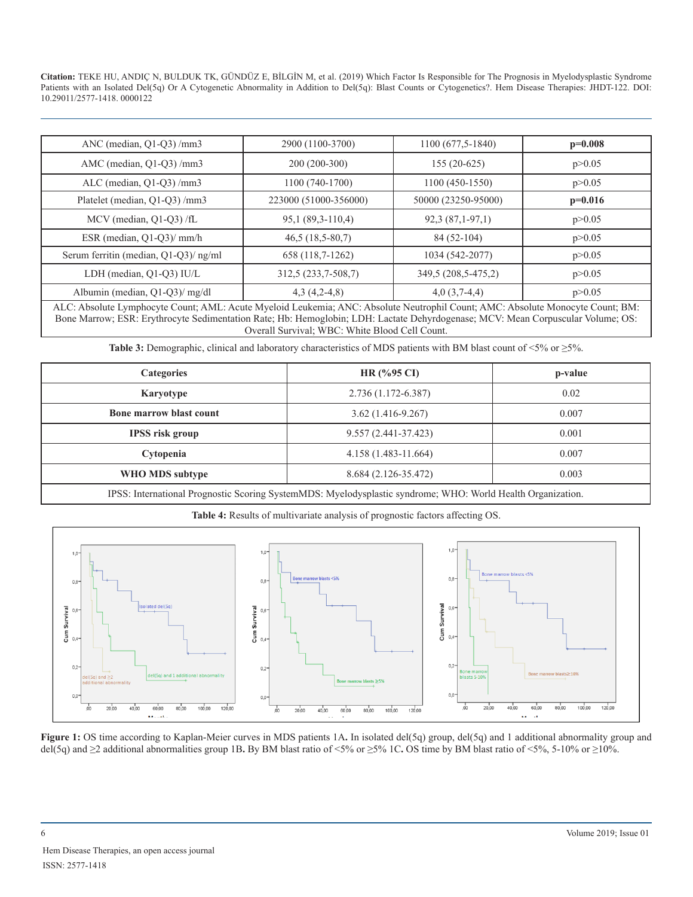| ANC (median, Q1-Q3) /mm3 | 2900 (1100-3700) | 1100 (677,5-1840) | **p=0.008** |
|---|---|---|---|
| AMC (median, Q1-Q3) /mm3 | 200 (200-300) | 155 (20-625) | p>0.05 |
| ALC (median, Q1-Q3) /mm3 | 1100 (740-1700) | 1100 (450-1550) | p>0.05 |
| Platelet (median, Q1-Q3) /mm3 | 223000 (51000-356000) | 50000 (23250-95000) | **p=0.016** |
| MCV (median, Q1-Q3) /fL | 95,1 (89,3-110,4) | 92,3 (87,1-97,1) | p>0.05 |
| ESR (median, Q1-Q3)/ mm/h | 46,5 (18,5-80,7) | 84 (52-104) | p>0.05 |
| Serum ferritin (median, Q1-Q3)/ ng/ml | 658 (118,7-1262) | 1034 (542-2077) | p>0.05 |
| LDH (median, Q1-Q3) IU/L | 312,5 (233,7-508,7) | 349,5 (208,5-475,2) | p>0.05 |
| Albumin (median, Q1-Q3)/ mg/dl | 4,3 (4,2-4,8) | 4,0 (3,7-4,4) | p>0.05 |

ALC: Absolute Lymphocyte Count; AML: Acute Myeloid Leukemia; ANC: Absolute Neutrophil Count; AMC: Absolute Monocyte Count; BM: Bone Marrow; ESR: Erythrocyte Sedimentation Rate; Hb: Hemoglobin; LDH: Lactate Dehyrdogenase; MCV: Mean Corpuscular Volume; OS: Overall Survival; WBC: White Blood Cell Count.

**Table 3:** Demographic, clinical and laboratory characteristics of MDS patients with BM blast count of <5% or ≥5%.

| Categories | HR (%95 CI) | p-value |
|---|---|---|
| **Karyotype** | 2.736 (1.172-6.387) | 0.02 |
| **Bone marrow blast count** | 3.62 (1.416-9.267) | 0.007 |
| **IPSS risk group** | 9.557 (2.441-37.423) | 0.001 |
| **Cytopenia** | 4.158 (1.483-11.664) | 0.007 |
| **WHO MDS subtype** | 8.684 (2.126-35.472) | 0.003 |

IPSS: International Prognostic Scoring SystemMDS: Myelodysplastic syndrome; WHO: World Health Organization.

**Table 4:** Results of multivariate analysis of prognostic factors affecting OS.

**Figure 1:** OS time according to Kaplan-Meier curves in MDS patients 1A**.** In isolated del(5q) group, del(5q) and 1 additional abnormality group and del(5q) and ≥2 additional abnormalities group 1B**.** By BM blast ratio of <5% or ≥5% 1C**.** OS time by BM blast ratio of <5%, 5-10% or ≥10%.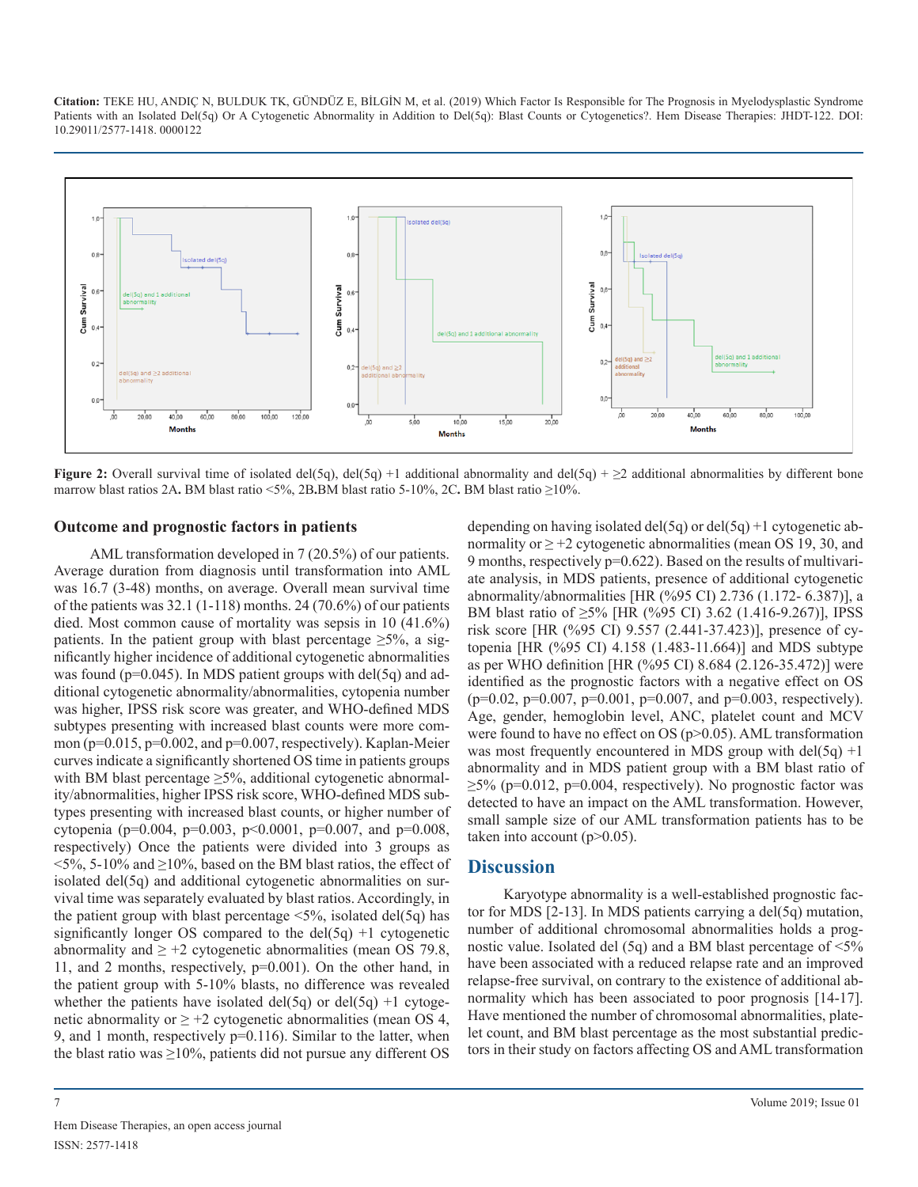**Figure 2:** Overall survival time of isolated del(5q), del(5q) +1 additional abnormality and del(5q) + ≥2 additional abnormalities by different bone marrow blast ratios 2A**.** BM blast ratio <5%, 2B**.**BM blast ratio 5-10%, 2C**.** BM blast ratio ≥10%.

### Outcome and prognostic factors in patients

AML transformation developed in 7 (20.5%) of our patients. Average duration from diagnosis until transformation into AML was 16.7 (3-48) months, on average. Overall mean survival time of the patients was 32.1 (1-118) months. 24 (70.6%) of our patients died. Most common cause of mortality was sepsis in 10 (41.6%) patients. In the patient group with blast percentage ≥5%, a significantly higher incidence of additional cytogenetic abnormalities was found (p=0.045). In MDS patient groups with del(5q) and additional cytogenetic abnormality/abnormalities, cytopenia number was higher, IPSS risk score was greater, and WHO-defined MDS subtypes presenting with increased blast counts were more common (p=0.015, p=0.002, and p=0.007, respectively). Kaplan-Meier curves indicate a significantly shortened OS time in patients groups with BM blast percentage ≥5%, additional cytogenetic abnormality/abnormalities, higher IPSS risk score, WHO-defined MDS subtypes presenting with increased blast counts, or higher number of cytopenia (p=0.004, p=0.003, p<0.0001, p=0.007, and p=0.008, respectively) Once the patients were divided into 3 groups as <5%, 5-10% and ≥10%, based on the BM blast ratios, the effect of isolated del(5q) and additional cytogenetic abnormalities on survival time was separately evaluated by blast ratios. Accordingly, in the patient group with blast percentage <5%, isolated del(5q) has significantly longer OS compared to the del(5q) +1 cytogenetic abnormality and ≥ +2 cytogenetic abnormalities (mean OS 79.8, 11, and 2 months, respectively, p=0.001). On the other hand, in the patient group with 5-10% blasts, no difference was revealed whether the patients have isolated del(5q) or del(5q) +1 cytogenetic abnormality or ≥ +2 cytogenetic abnormalities (mean OS 4, 9, and 1 month, respectively p=0.116). Similar to the latter, when the blast ratio was ≥10%, patients did not pursue any different OS depending on having isolated del(5q) or del(5q) +1 cytogenetic abnormality or ≥ +2 cytogenetic abnormalities (mean OS 19, 30, and 9 months, respectively p=0.622). Based on the results of multivariate analysis, in MDS patients, presence of additional cytogenetic abnormality/abnormalities [HR (%95 CI) 2.736 (1.172- 6.387)], a BM blast ratio of ≥5% [HR (%95 CI) 3.62 (1.416-9.267)], IPSS risk score [HR (%95 CI) 9.557 (2.441-37.423)], presence of cytopenia [HR (%95 CI) 4.158 (1.483-11.664)] and MDS subtype as per WHO definition [HR (%95 CI) 8.684 (2.126-35.472)] were identified as the prognostic factors with a negative effect on OS (p=0.02, p=0.007, p=0.001, p=0.007, and p=0.003, respectively). Age, gender, hemoglobin level, ANC, platelet count and MCV were found to have no effect on OS (p>0.05). AML transformation was most frequently encountered in MDS group with del(5q) +1 abnormality and in MDS patient group with a BM blast ratio of ≥5% (p=0.012, p=0.004, respectively). No prognostic factor was detected to have an impact on the AML transformation. However, small sample size of our AML transformation patients has to be taken into account (p>0.05).

## Discussion

Karyotype abnormality is a well-established prognostic factor for MDS [2-13]. In MDS patients carrying a del(5q) mutation, number of additional chromosomal abnormalities holds a prognostic value. Isolated del (5q) and a BM blast percentage of <5% have been associated with a reduced relapse rate and an improved relapse-free survival, on contrary to the existence of additional abnormality which has been associated to poor prognosis [14-17]. Have mentioned the number of chromosomal abnormalities, platelet count, and BM blast percentage as the most substantial predictors in their study on factors affecting OS and AML transformation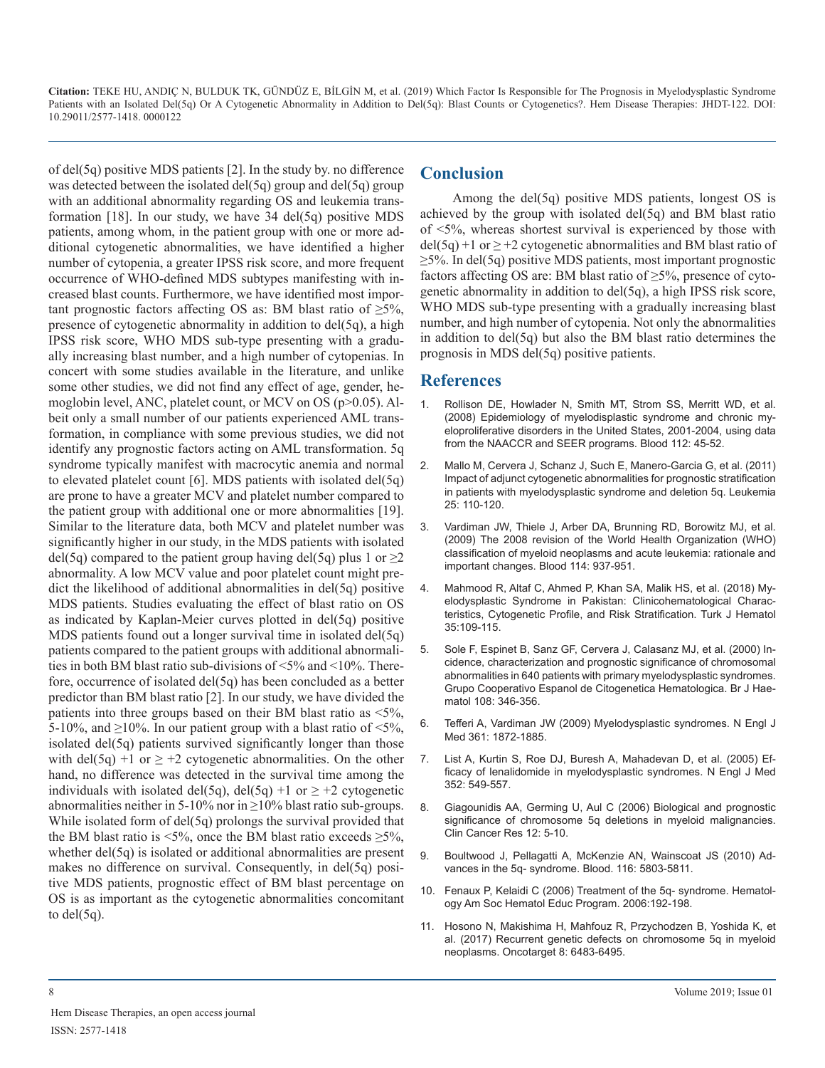of del(5q) positive MDS patients [2]. In the study by. no difference was detected between the isolated del(5q) group and del(5q) group with an additional abnormality regarding OS and leukemia transformation [18]. In our study, we have 34 del(5q) positive MDS patients, among whom, in the patient group with one or more additional cytogenetic abnormalities, we have identified a higher number of cytopenia, a greater IPSS risk score, and more frequent occurrence of WHO-defined MDS subtypes manifesting with increased blast counts. Furthermore, we have identified most important prognostic factors affecting OS as: BM blast ratio of ≥5%, presence of cytogenetic abnormality in addition to del(5q), a high IPSS risk score, WHO MDS sub-type presenting with a gradually increasing blast number, and a high number of cytopenias. In concert with some studies available in the literature, and unlike some other studies, we did not find any effect of age, gender, hemoglobin level, ANC, platelet count, or MCV on OS ($p>0.05$). Albeit only a small number of our patients experienced AML transformation, in compliance with some previous studies, we did not identify any prognostic factors acting on AML transformation. 5q syndrome typically manifest with macrocytic anemia and normal to elevated platelet count [6]. MDS patients with isolated del(5q) are prone to have a greater MCV and platelet number compared to the patient group with additional one or more abnormalities [19]. Similar to the literature data, both MCV and platelet number was significantly higher in our study, in the MDS patients with isolated del(5q) compared to the patient group having del(5q) plus 1 or ≥2 abnormality. A low MCV value and poor platelet count might predict the likelihood of additional abnormalities in del(5q) positive MDS patients. Studies evaluating the effect of blast ratio on OS as indicated by Kaplan-Meier curves plotted in del(5q) positive MDS patients found out a longer survival time in isolated del(5q) patients compared to the patient groups with additional abnormalities in both BM blast ratio sub-divisions of <5% and <10%. Therefore, occurrence of isolated del(5q) has been concluded as a better predictor than BM blast ratio [2]. In our study, we have divided the patients into three groups based on their BM blast ratio as <5%, 5-10%, and ≥10%. In our patient group with a blast ratio of <5%, isolated del(5q) patients survived significantly longer than those with del(5q) +1 or ≥ +2 cytogenetic abnormalities. On the other hand, no difference was detected in the survival time among the individuals with isolated del(5q), del(5q) +1 or ≥ +2 cytogenetic abnormalities neither in 5-10% nor in ≥10% blast ratio sub-groups. While isolated form of del(5q) prolongs the survival provided that the BM blast ratio is <5%, once the BM blast ratio exceeds ≥5%, whether del(5q) is isolated or additional abnormalities are present makes no difference on survival. Consequently, in del(5q) positive MDS patients, prognostic effect of BM blast percentage on OS is as important as the cytogenetic abnormalities concomitant to del(5q).

## Conclusion

Among the del(5q) positive MDS patients, longest OS is achieved by the group with isolated del(5q) and BM blast ratio of <5%, whereas shortest survival is experienced by those with del(5q) +1 or ≥ +2 cytogenetic abnormalities and BM blast ratio of ≥5%. In del(5q) positive MDS patients, most important prognostic factors affecting OS are: BM blast ratio of ≥5%, presence of cytogenetic abnormality in addition to del(5q), a high IPSS risk score, WHO MDS sub-type presenting with a gradually increasing blast number, and high number of cytopenia. Not only the abnormalities in addition to del(5q) but also the BM blast ratio determines the prognosis in MDS del(5q) positive patients.

## References

1. Rollison DE, Howlader N, Smith MT, Strom SS, Merritt WD, et al. (2008) Epidemiology of myelodisplastic syndrome and chronic myeloproliferative disorders in the United States, 2001-2004, using data from the NAACCR and SEER programs. Blood 112: 45-52.
2. Mallo M, Cervera J, Schanz J, Such E, Manero-Garcia G, et al. (2011) Impact of adjunct cytogenetic abnormalities for prognostic stratification in patients with myelodysplastic syndrome and deletion 5q. Leukemia 25: 110-120.
3. Vardiman JW, Thiele J, Arber DA, Brunning RD, Borowitz MJ, et al. (2009) The 2008 revision of the World Health Organization (WHO) classification of myeloid neoplasms and acute leukemia: rationale and important changes. Blood 114: 937-951.
4. Mahmood R, Altaf C, Ahmed P, Khan SA, Malik HS, et al. (2018) Myelodysplastic Syndrome in Pakistan: Clinicohematological Characteristics, Cytogenetic Profile, and Risk Stratification. Turk J Hematol 35:109-115.
5. Sole F, Espinet B, Sanz GF, Cervera J, Calasanz MJ, et al. (2000) Incidence, characterization and prognostic significance of chromosomal abnormalities in 640 patients with primary myelodysplastic syndromes. Grupo Cooperativo Espanol de Citogenetica Hematologica. Br J Haematol 108: 346-356.
6. Tefferi A, Vardiman JW (2009) Myelodysplastic syndromes. N Engl J Med 361: 1872-1885.
7. List A, Kurtin S, Roe DJ, Buresh A, Mahadevan D, et al. (2005) Efficacy of lenalidomide in myelodysplastic syndromes. N Engl J Med 352: 549-557.
8. Giagounidis AA, Germing U, Aul C (2006) Biological and prognostic significance of chromosome 5q deletions in myeloid malignancies. Clin Cancer Res 12: 5-10.
9. Boultwood J, Pellagatti A, McKenzie AN, Wainscoat JS (2010) Advances in the 5q- syndrome. Blood. 116: 5803-5811.
10. Fenaux P, Kelaidi C (2006) Treatment of the 5q- syndrome. Hematology Am Soc Hematol Educ Program. 2006:192-198.
11. Hosono N, Makishima H, Mahfouz R, Przychodzen B, Yoshida K, et al. (2017) Recurrent genetic defects on chromosome 5q in myeloid neoplasms. Oncotarget 8: 6483-6495.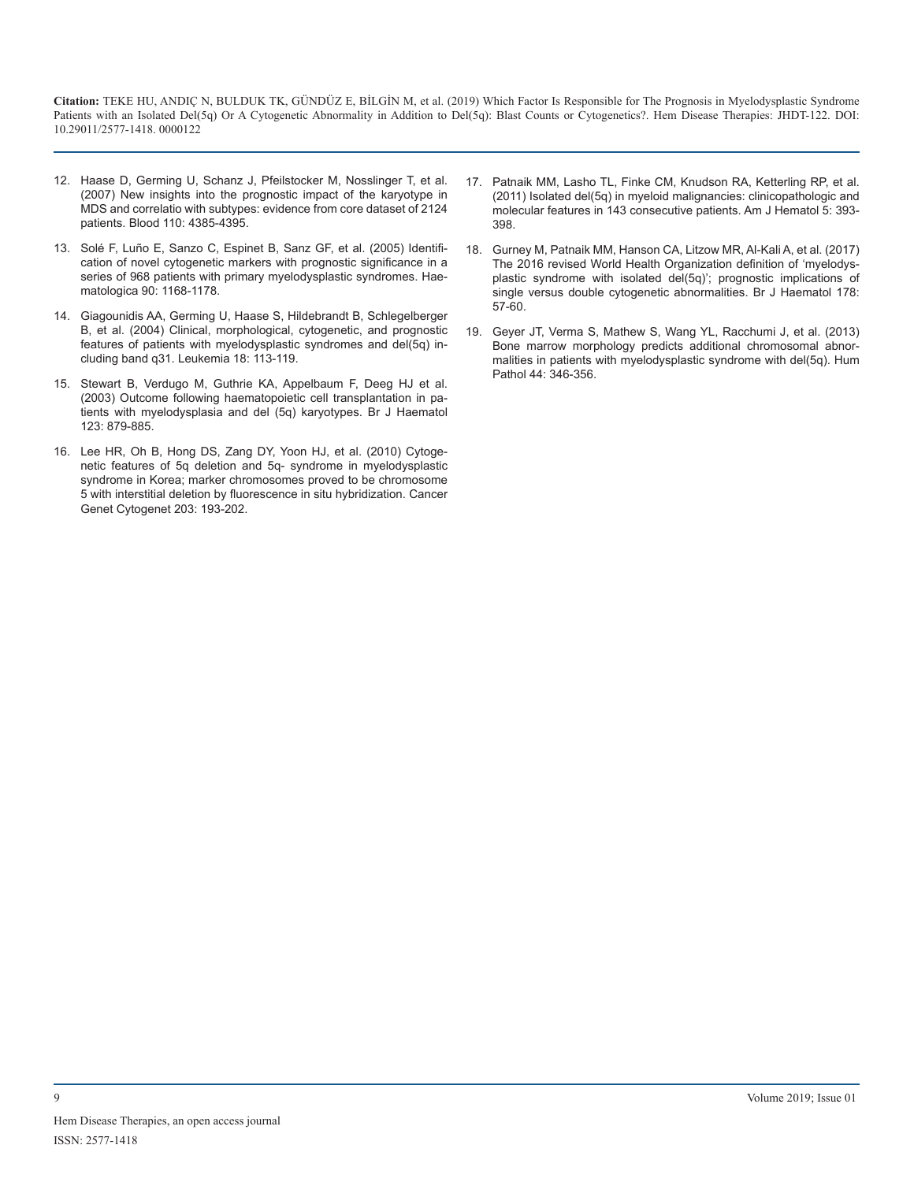12. Haase D, Germing U, Schanz J, Pfeilstocker M, Nosslinger T, et al. (2007) New insights into the prognostic impact of the karyotype in MDS and correlatio with subtypes: evidence from core dataset of 2124 patients. Blood 110: 4385-4395.

13. Solé F, Luño E, Sanzo C, Espinet B, Sanz GF, et al. (2005) Identification of novel cytogenetic markers with prognostic significance in a series of 968 patients with primary myelodysplastic syndromes. Haematologica 90: 1168-1178.

14. Giagounidis AA, Germing U, Haase S, Hildebrandt B, Schlegelberger B, et al. (2004) Clinical, morphological, cytogenetic, and prognostic features of patients with myelodysplastic syndromes and del(5q) including band q31. Leukemia 18: 113-119.

15. Stewart B, Verdugo M, Guthrie KA, Appelbaum F, Deeg HJ et al. (2003) Outcome following haematopoietic cell transplantation in patients with myelodysplasia and del (5q) karyotypes. Br J Haematol 123: 879-885.

16. Lee HR, Oh B, Hong DS, Zang DY, Yoon HJ, et al. (2010) Cytogenetic features of 5q deletion and 5q- syndrome in myelodysplastic syndrome in Korea; marker chromosomes proved to be chromosome 5 with interstitial deletion by fluorescence in situ hybridization. Cancer Genet Cytogenet 203: 193-202.

17. Patnaik MM, Lasho TL, Finke CM, Knudson RA, Ketterling RP, et al. (2011) Isolated del(5q) in myeloid malignancies: clinicopathologic and molecular features in 143 consecutive patients. Am J Hematol 5: 393-398.

18. Gurney M, Patnaik MM, Hanson CA, Litzow MR, Al-Kali A, et al. (2017) The 2016 revised World Health Organization definition of 'myelodysplastic syndrome with isolated del(5q)'; prognostic implications of single versus double cytogenetic abnormalities. Br J Haematol 178: 57-60.

19. Geyer JT, Verma S, Mathew S, Wang YL, Racchumi J, et al. (2013) Bone marrow morphology predicts additional chromosomal abnormalities in patients with myelodysplastic syndrome with del(5q). Hum Pathol 44: 346-356.